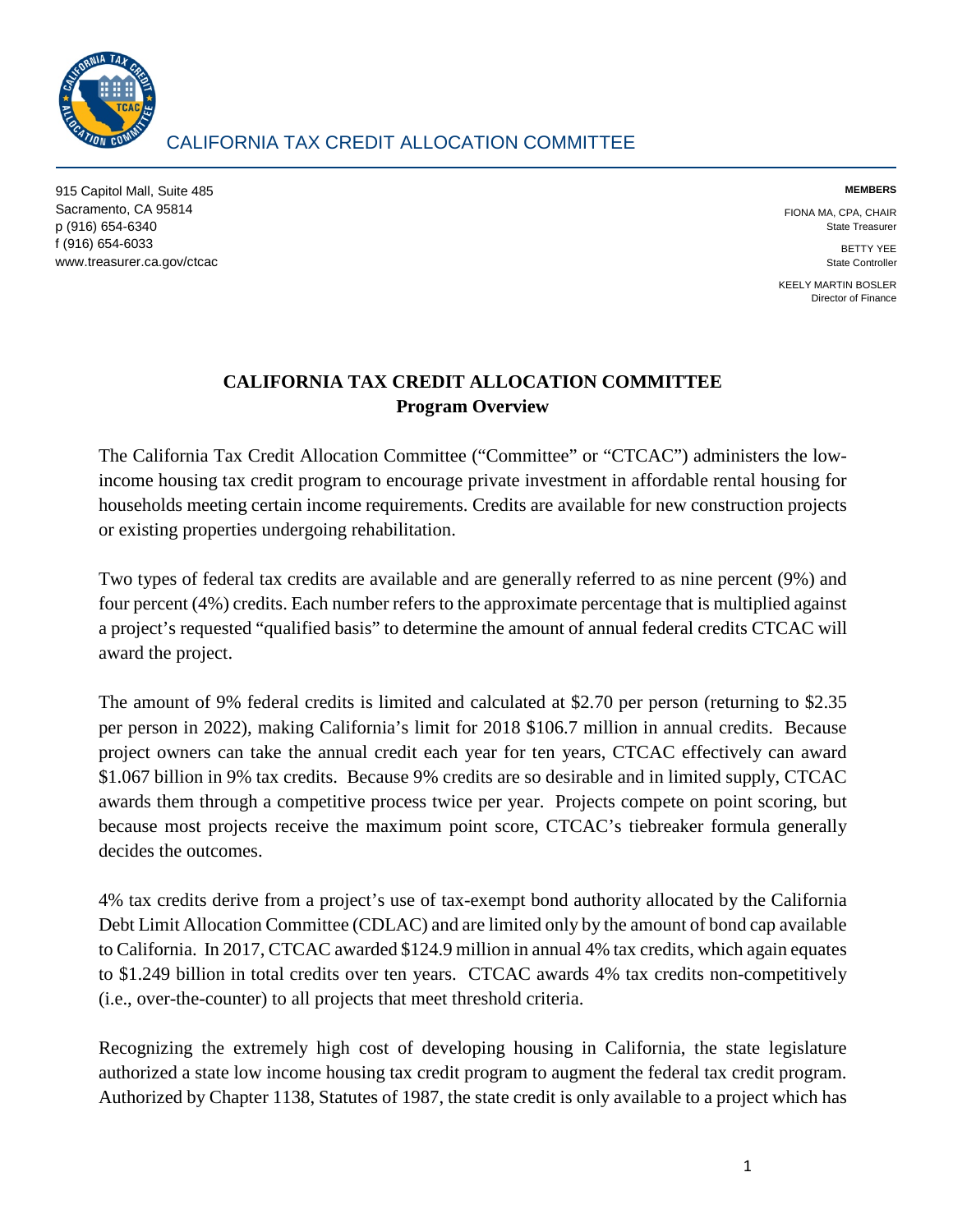CALIFORNIA TAX CREDIT ALLOCATION COMMITTEE

915 Capitol Mall, Suite 485
Sacramento, CA 95814
p (916) 654-6340
f (916) 654-6033
www.treasurer.ca.gov/ctcac

**MEMBERS**

FIONA MA, CPA, CHAIR
State Treasurer

BETTY YEE
State Controller

KEELY MARTIN BOSLER
Director of Finance

# CALIFORNIA TAX CREDIT ALLOCATION COMMITTEE
## Program Overview

The California Tax Credit Allocation Committee ("Committee" or "CTCAC") administers the low-income housing tax credit program to encourage private investment in affordable rental housing for households meeting certain income requirements. Credits are available for new construction projects or existing properties undergoing rehabilitation.

Two types of federal tax credits are available and are generally referred to as nine percent (9%) and four percent (4%) credits. Each number refers to the approximate percentage that is multiplied against a project's requested "qualified basis" to determine the amount of annual federal credits CTCAC will award the project.

The amount of 9% federal credits is limited and calculated at $2.70 per person (returning to $2.35 per person in 2022), making California's limit for 2018 $106.7 million in annual credits. Because project owners can take the annual credit each year for ten years, CTCAC effectively can award $1.067 billion in 9% tax credits. Because 9% credits are so desirable and in limited supply, CTCAC awards them through a competitive process twice per year. Projects compete on point scoring, but because most projects receive the maximum point score, CTCAC's tiebreaker formula generally decides the outcomes.

4% tax credits derive from a project's use of tax-exempt bond authority allocated by the California Debt Limit Allocation Committee (CDLAC) and are limited only by the amount of bond cap available to California. In 2017, CTCAC awarded $124.9 million in annual 4% tax credits, which again equates to $1.249 billion in total credits over ten years. CTCAC awards 4% tax credits non-competitively (i.e., over-the-counter) to all projects that meet threshold criteria.

Recognizing the extremely high cost of developing housing in California, the state legislature authorized a state low income housing tax credit program to augment the federal tax credit program. Authorized by Chapter 1138, Statutes of 1987, the state credit is only available to a project which has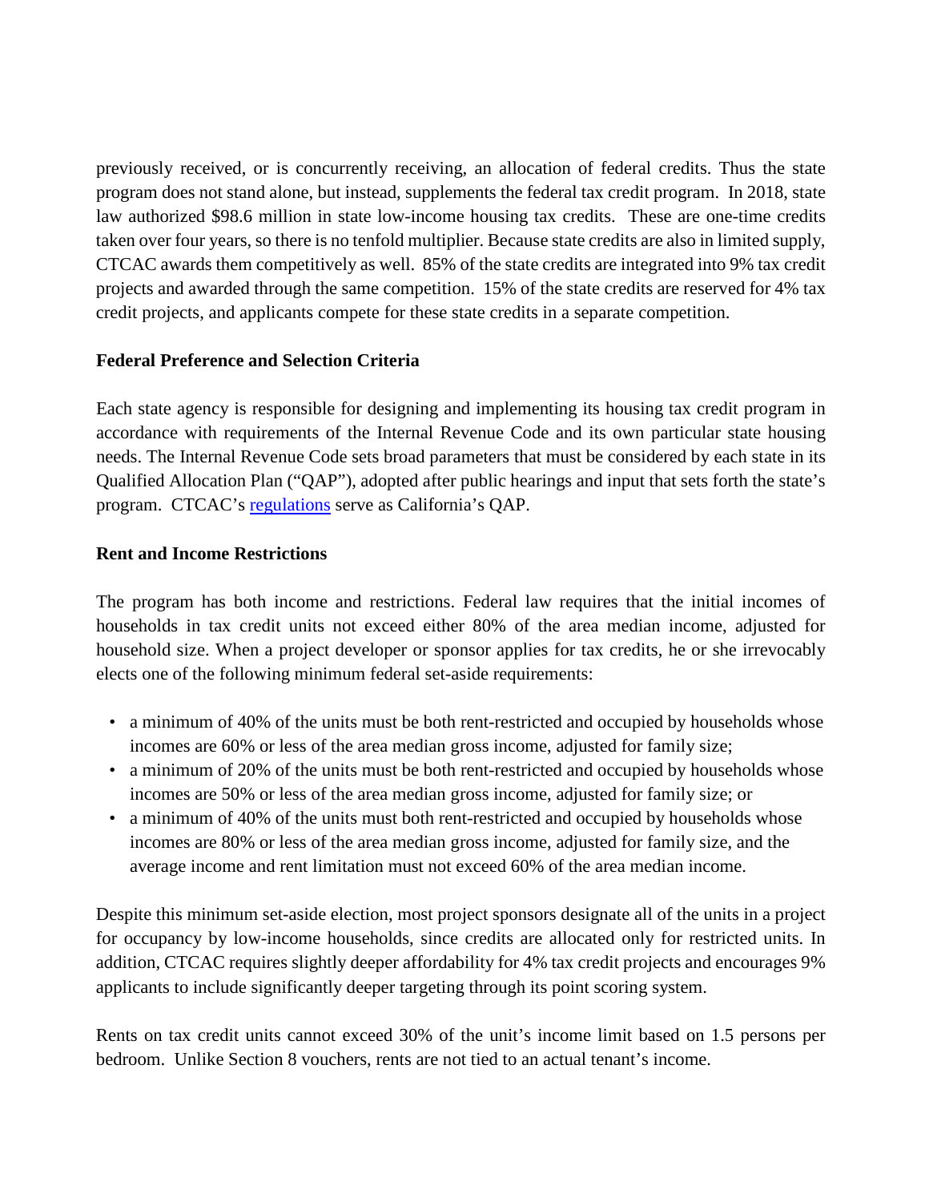previously received, or is concurrently receiving, an allocation of federal credits. Thus the state program does not stand alone, but instead, supplements the federal tax credit program. In 2018, state law authorized $98.6 million in state low-income housing tax credits. These are one-time credits taken over four years, so there is no tenfold multiplier. Because state credits are also in limited supply, CTCAC awards them competitively as well. 85% of the state credits are integrated into 9% tax credit projects and awarded through the same competition. 15% of the state credits are reserved for 4% tax credit projects, and applicants compete for these state credits in a separate competition.

**Federal Preference and Selection Criteria**

Each state agency is responsible for designing and implementing its housing tax credit program in accordance with requirements of the Internal Revenue Code and its own particular state housing needs. The Internal Revenue Code sets broad parameters that must be considered by each state in its Qualified Allocation Plan ("QAP"), adopted after public hearings and input that sets forth the state's program. CTCAC's regulations serve as California's QAP.

**Rent and Income Restrictions**

The program has both income and restrictions. Federal law requires that the initial incomes of households in tax credit units not exceed either 80% of the area median income, adjusted for household size. When a project developer or sponsor applies for tax credits, he or she irrevocably elects one of the following minimum federal set-aside requirements:

- a minimum of 40% of the units must be both rent-restricted and occupied by households whose incomes are 60% or less of the area median gross income, adjusted for family size;
- a minimum of 20% of the units must be both rent-restricted and occupied by households whose incomes are 50% or less of the area median gross income, adjusted for family size; or
- a minimum of 40% of the units must both rent-restricted and occupied by households whose incomes are 80% or less of the area median gross income, adjusted for family size, and the average income and rent limitation must not exceed 60% of the area median income.

Despite this minimum set-aside election, most project sponsors designate all of the units in a project for occupancy by low-income households, since credits are allocated only for restricted units. In addition, CTCAC requires slightly deeper affordability for 4% tax credit projects and encourages 9% applicants to include significantly deeper targeting through its point scoring system.

Rents on tax credit units cannot exceed 30% of the unit's income limit based on 1.5 persons per bedroom. Unlike Section 8 vouchers, rents are not tied to an actual tenant's income.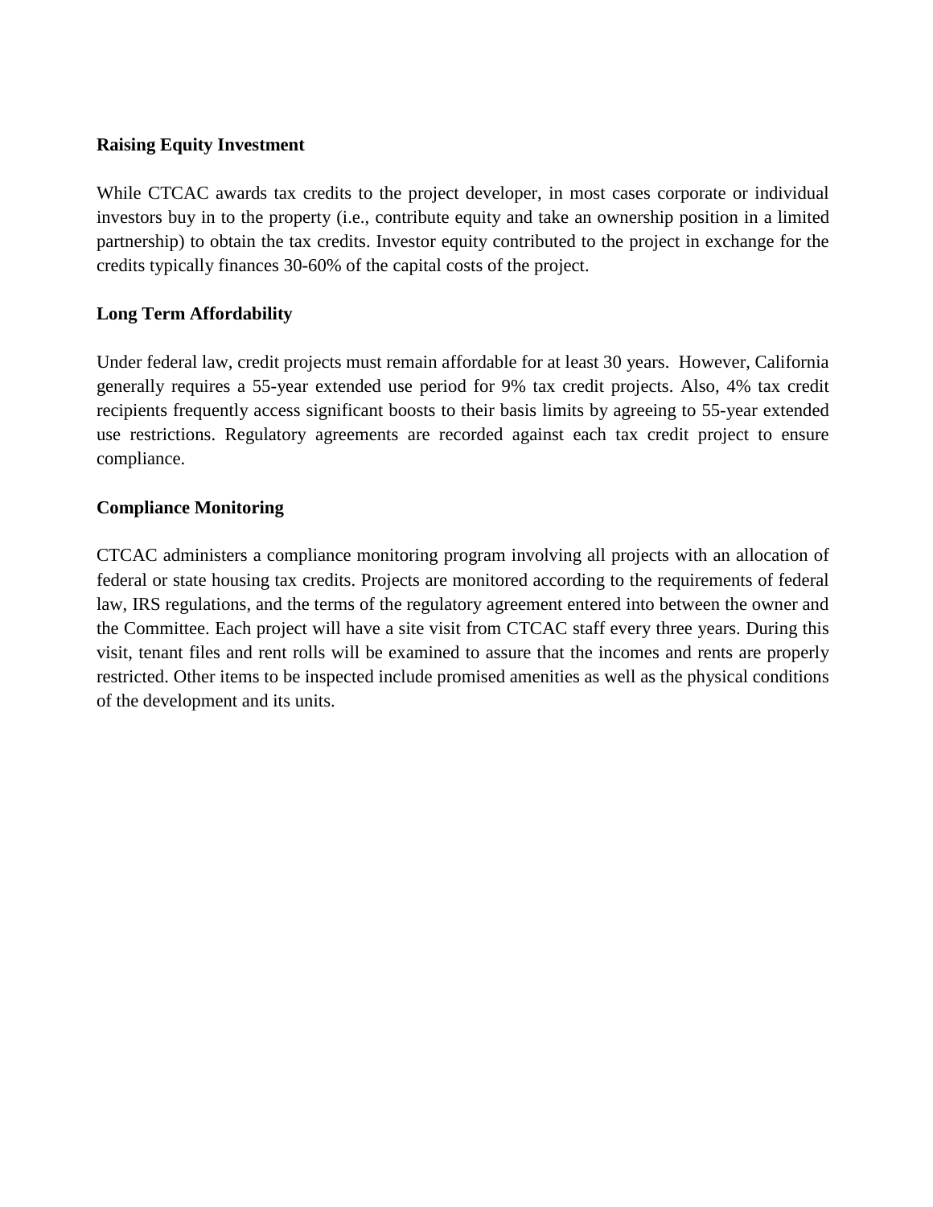**Raising Equity Investment**

While CTCAC awards tax credits to the project developer, in most cases corporate or individual investors buy in to the property (i.e., contribute equity and take an ownership position in a limited partnership) to obtain the tax credits. Investor equity contributed to the project in exchange for the credits typically finances 30-60% of the capital costs of the project.

**Long Term Affordability**

Under federal law, credit projects must remain affordable for at least 30 years. However, California generally requires a 55-year extended use period for 9% tax credit projects. Also, 4% tax credit recipients frequently access significant boosts to their basis limits by agreeing to 55-year extended use restrictions. Regulatory agreements are recorded against each tax credit project to ensure compliance.

**Compliance Monitoring**

CTCAC administers a compliance monitoring program involving all projects with an allocation of federal or state housing tax credits. Projects are monitored according to the requirements of federal law, IRS regulations, and the terms of the regulatory agreement entered into between the owner and the Committee. Each project will have a site visit from CTCAC staff every three years. During this visit, tenant files and rent rolls will be examined to assure that the incomes and rents are properly restricted. Other items to be inspected include promised amenities as well as the physical conditions of the development and its units.